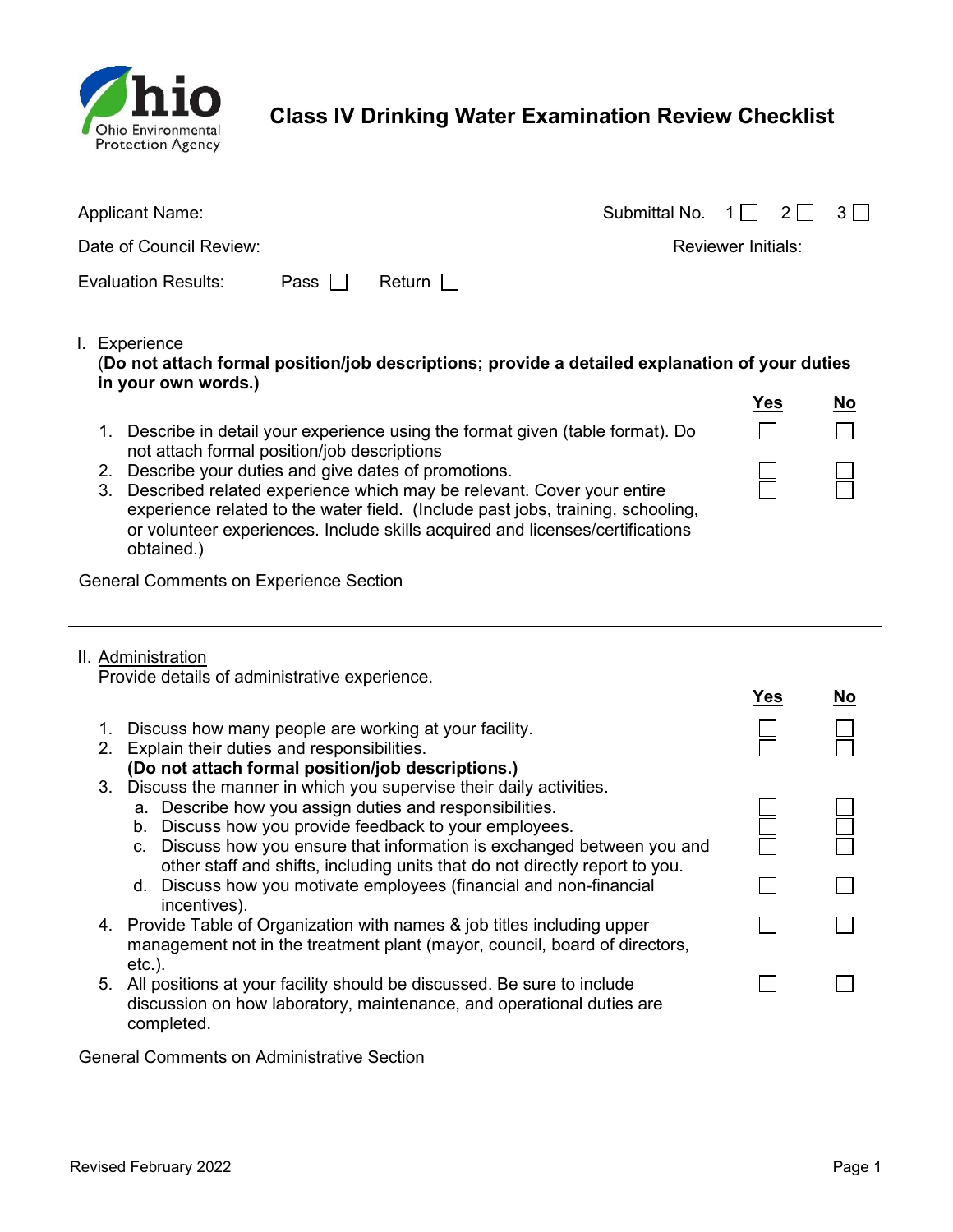# Class IV Drinking Water Examination Review Checklist

Applicant Name: Submittal No. 1 ☐ 2 ☐ 3 ☐

Date of Council Review: Reviewer Initials:

Evaluation Results: Pass ☐ Return ☐

## I. Experience

(**Do not attach formal position/job descriptions; provide a detailed explanation of your duties in your own words.)**

| | Yes | No |
|---|---|---|
| 1. Describe in detail your experience using the format given (table format). Do not attach formal position/job descriptions | ☐ | ☐ |
| 2. Describe your duties and give dates of promotions. | ☐ | ☐ |
| 3. Described related experience which may be relevant. Cover your entire experience related to the water field. (Include past jobs, training, schooling, or volunteer experiences. Include skills acquired and licenses/certifications obtained.) | ☐ | ☐ |

General Comments on Experience Section

## II. Administration

Provide details of administrative experience.

| | Yes | No |
|---|---|---|
| 1. Discuss how many people are working at your facility. | ☐ | ☐ |
| 2. Explain their duties and responsibilities. **(Do not attach formal position/job descriptions.)** | ☐ | ☐ |
| 3. Discuss the manner in which you supervise their daily activities. | | |
| a. Describe how you assign duties and responsibilities. | ☐ | ☐ |
| b. Discuss how you provide feedback to your employees. | ☐ | ☐ |
| c. Discuss how you ensure that information is exchanged between you and other staff and shifts, including units that do not directly report to you. | ☐ | ☐ |
| d. Discuss how you motivate employees (financial and non-financial incentives). | ☐ | ☐ |
| 4. Provide Table of Organization with names & job titles including upper management not in the treatment plant (mayor, council, board of directors, etc.). | ☐ | ☐ |
| 5. All positions at your facility should be discussed. Be sure to include discussion on how laboratory, maintenance, and operational duties are completed. | ☐ | ☐ |

General Comments on Administrative Section

Revised February 2022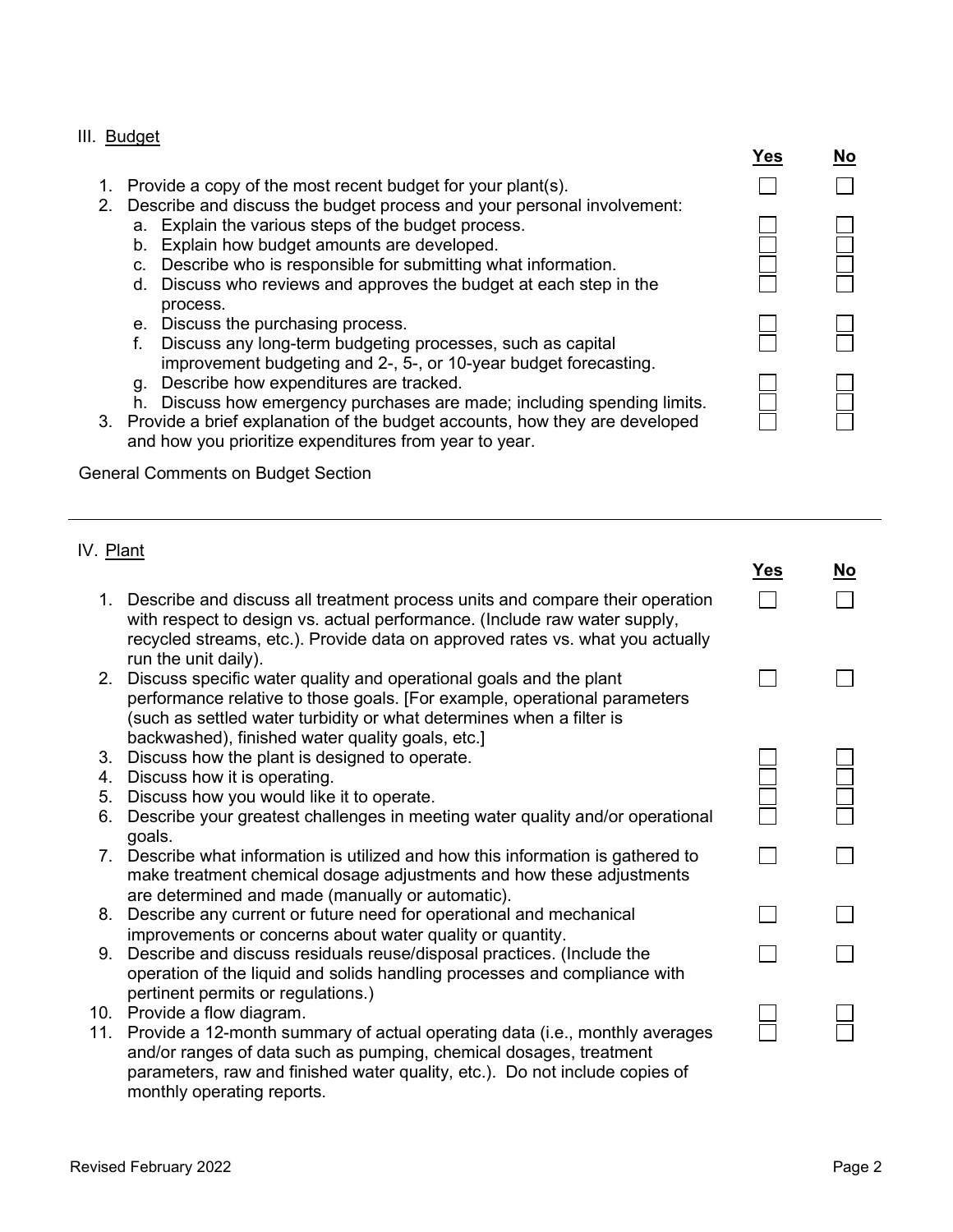## III. Budget

| | Yes | No |
|---|---|---|
| 1. Provide a copy of the most recent budget for your plant(s). | ☐ | ☐ |
| 2. Describe and discuss the budget process and your personal involvement: | | |
| a. Explain the various steps of the budget process. | ☐ | ☐ |
| b. Explain how budget amounts are developed. | ☐ | ☐ |
| c. Describe who is responsible for submitting what information. | ☐ | ☐ |
| d. Discuss who reviews and approves the budget at each step in the process. | ☐ | ☐ |
| e. Discuss the purchasing process. | ☐ | ☐ |
| f. Discuss any long-term budgeting processes, such as capital improvement budgeting and 2-, 5-, or 10-year budget forecasting. | ☐ | ☐ |
| g. Describe how expenditures are tracked. | ☐ | ☐ |
| h. Discuss how emergency purchases are made; including spending limits. | ☐ | ☐ |
| 3. Provide a brief explanation of the budget accounts, how they are developed and how you prioritize expenditures from year to year. | ☐ | ☐ |

General Comments on Budget Section

---

## IV. Plant

| | Yes | No |
|---|---|---|
| 1. Describe and discuss all treatment process units and compare their operation with respect to design vs. actual performance. (Include raw water supply, recycled streams, etc.). Provide data on approved rates vs. what you actually run the unit daily). | ☐ | ☐ |
| 2. Discuss specific water quality and operational goals and the plant performance relative to those goals. [For example, operational parameters (such as settled water turbidity or what determines when a filter is backwashed), finished water quality goals, etc.] | ☐ | ☐ |
| 3. Discuss how the plant is designed to operate. | ☐ | ☐ |
| 4. Discuss how it is operating. | ☐ | ☐ |
| 5. Discuss how you would like it to operate. | ☐ | ☐ |
| 6. Describe your greatest challenges in meeting water quality and/or operational goals. | ☐ | ☐ |
| 7. Describe what information is utilized and how this information is gathered to make treatment chemical dosage adjustments and how these adjustments are determined and made (manually or automatic). | ☐ | ☐ |
| 8. Describe any current or future need for operational and mechanical improvements or concerns about water quality or quantity. | ☐ | ☐ |
| 9. Describe and discuss residuals reuse/disposal practices. (Include the operation of the liquid and solids handling processes and compliance with pertinent permits or regulations.) | ☐ | ☐ |
| 10. Provide a flow diagram. | ☐ | ☐ |
| 11. Provide a 12-month summary of actual operating data (i.e., monthly averages and/or ranges of data such as pumping, chemical dosages, treatment parameters, raw and finished water quality, etc.). Do not include copies of monthly operating reports. | ☐ | ☐ |

Revised February 2022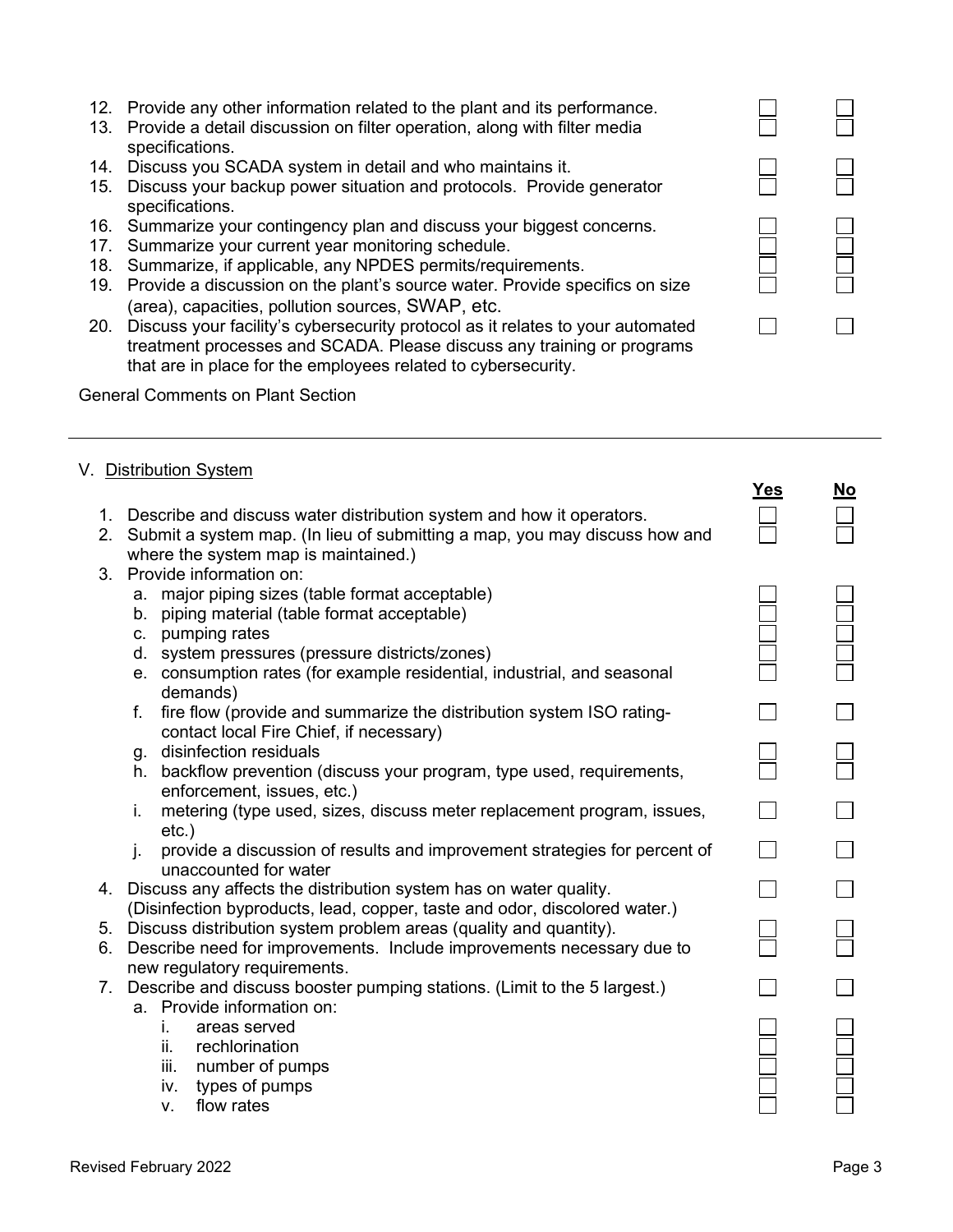12. Provide any other information related to the plant and its performance. ☐ ☐
13. Provide a detail discussion on filter operation, along with filter media specifications. ☐ ☐
14. Discuss you SCADA system in detail and who maintains it. ☐ ☐
15. Discuss your backup power situation and protocols. Provide generator specifications. ☐ ☐
16. Summarize your contingency plan and discuss your biggest concerns. ☐ ☐
17. Summarize your current year monitoring schedule. ☐ ☐
18. Summarize, if applicable, any NPDES permits/requirements. ☐ ☐
19. Provide a discussion on the plant's source water. Provide specifics on size (area), capacities, pollution sources, SWAP, etc. ☐ ☐
20. Discuss your facility's cybersecurity protocol as it relates to your automated treatment processes and SCADA. Please discuss any training or programs that are in place for the employees related to cybersecurity. ☐ ☐

General Comments on Plant Section

---

## V. Distribution System

| | Yes | No |
|---|---|---|
| 1. Describe and discuss water distribution system and how it operators. | ☐ | ☐ |
| 2. Submit a system map. (In lieu of submitting a map, you may discuss how and where the system map is maintained.) | ☐ | ☐ |
| 3. Provide information on: | | |
| a. major piping sizes (table format acceptable) | ☐ | ☐ |
| b. piping material (table format acceptable) | ☐ | ☐ |
| c. pumping rates | ☐ | ☐ |
| d. system pressures (pressure districts/zones) | ☐ | ☐ |
| e. consumption rates (for example residential, industrial, and seasonal demands) | ☐ | ☐ |
| f. fire flow (provide and summarize the distribution system ISO rating-contact local Fire Chief, if necessary) | ☐ | ☐ |
| g. disinfection residuals | ☐ | ☐ |
| h. backflow prevention (discuss your program, type used, requirements, enforcement, issues, etc.) | ☐ | ☐ |
| i. metering (type used, sizes, discuss meter replacement program, issues, etc.) | ☐ | ☐ |
| j. provide a discussion of results and improvement strategies for percent of unaccounted for water | ☐ | ☐ |
| 4. Discuss any affects the distribution system has on water quality. (Disinfection byproducts, lead, copper, taste and odor, discolored water.) | ☐ | ☐ |
| 5. Discuss distribution system problem areas (quality and quantity). | ☐ | ☐ |
| 6. Describe need for improvements. Include improvements necessary due to new regulatory requirements. | ☐ | ☐ |
| 7. Describe and discuss booster pumping stations. (Limit to the 5 largest.) | ☐ | ☐ |
| a. Provide information on: | | |
| i. areas served | ☐ | ☐ |
| ii. rechlorination | ☐ | ☐ |
| iii. number of pumps | ☐ | ☐ |
| iv. types of pumps | ☐ | ☐ |
| v. flow rates | ☐ | ☐ |

Revised February 2022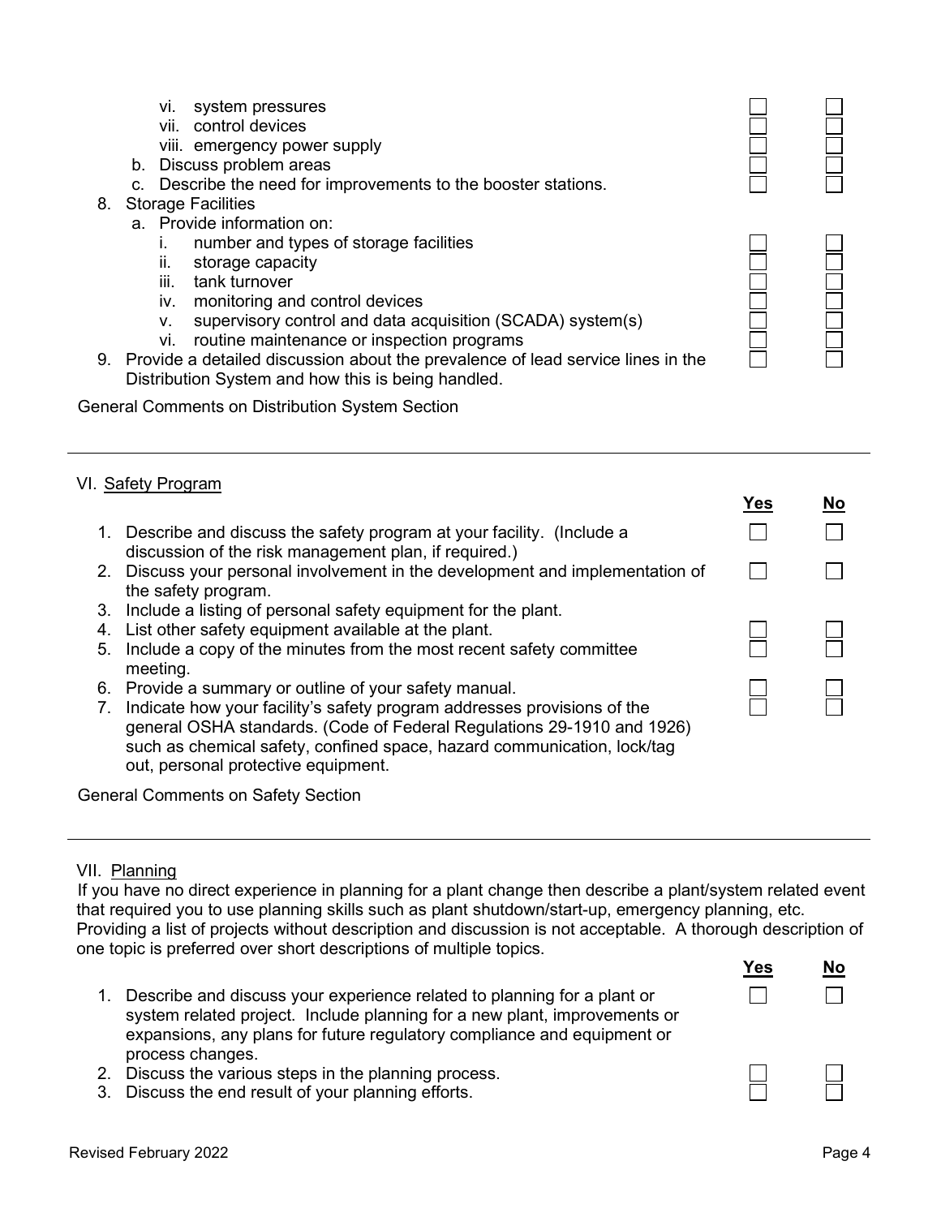- vi. system pressures
- vii. control devices
- viii. emergency power supply

b. Discuss problem areas

c. Describe the need for improvements to the booster stations.

8. Storage Facilities
   a. Provide information on:
      - i. number and types of storage facilities
      - ii. storage capacity
      - iii. tank turnover
      - iv. monitoring and control devices
      - v. supervisory control and data acquisition (SCADA) system(s)
      - vi. routine maintenance or inspection programs
9. Provide a detailed discussion about the prevalence of lead service lines in the Distribution System and how this is being handled.

General Comments on Distribution System Section

---

## VI. Safety Program

| | Yes | No |
|---|---|---|
| 1. Describe and discuss the safety program at your facility. (Include a discussion of the risk management plan, if required.) | ☐ | ☐ |
| 2. Discuss your personal involvement in the development and implementation of the safety program. | ☐ | ☐ |
| 3. Include a listing of personal safety equipment for the plant. | | |
| 4. List other safety equipment available at the plant. | ☐ | ☐ |
| 5. Include a copy of the minutes from the most recent safety committee meeting. | ☐ | ☐ |
| 6. Provide a summary or outline of your safety manual. | ☐ | ☐ |
| 7. Indicate how your facility's safety program addresses provisions of the general OSHA standards. (Code of Federal Regulations 29-1910 and 1926) such as chemical safety, confined space, hazard communication, lock/tag out, personal protective equipment. | ☐ | ☐ |

General Comments on Safety Section

---

## VII. Planning

If you have no direct experience in planning for a plant change then describe a plant/system related event that required you to use planning skills such as plant shutdown/start-up, emergency planning, etc. Providing a list of projects without description and discussion is not acceptable. A thorough description of one topic is preferred over short descriptions of multiple topics.

| | Yes | No |
|---|---|---|
| 1. Describe and discuss your experience related to planning for a plant or system related project. Include planning for a new plant, improvements or expansions, any plans for future regulatory compliance and equipment or process changes. | ☐ | ☐ |
| 2. Discuss the various steps in the planning process. | ☐ | ☐ |
| 3. Discuss the end result of your planning efforts. | ☐ | ☐ |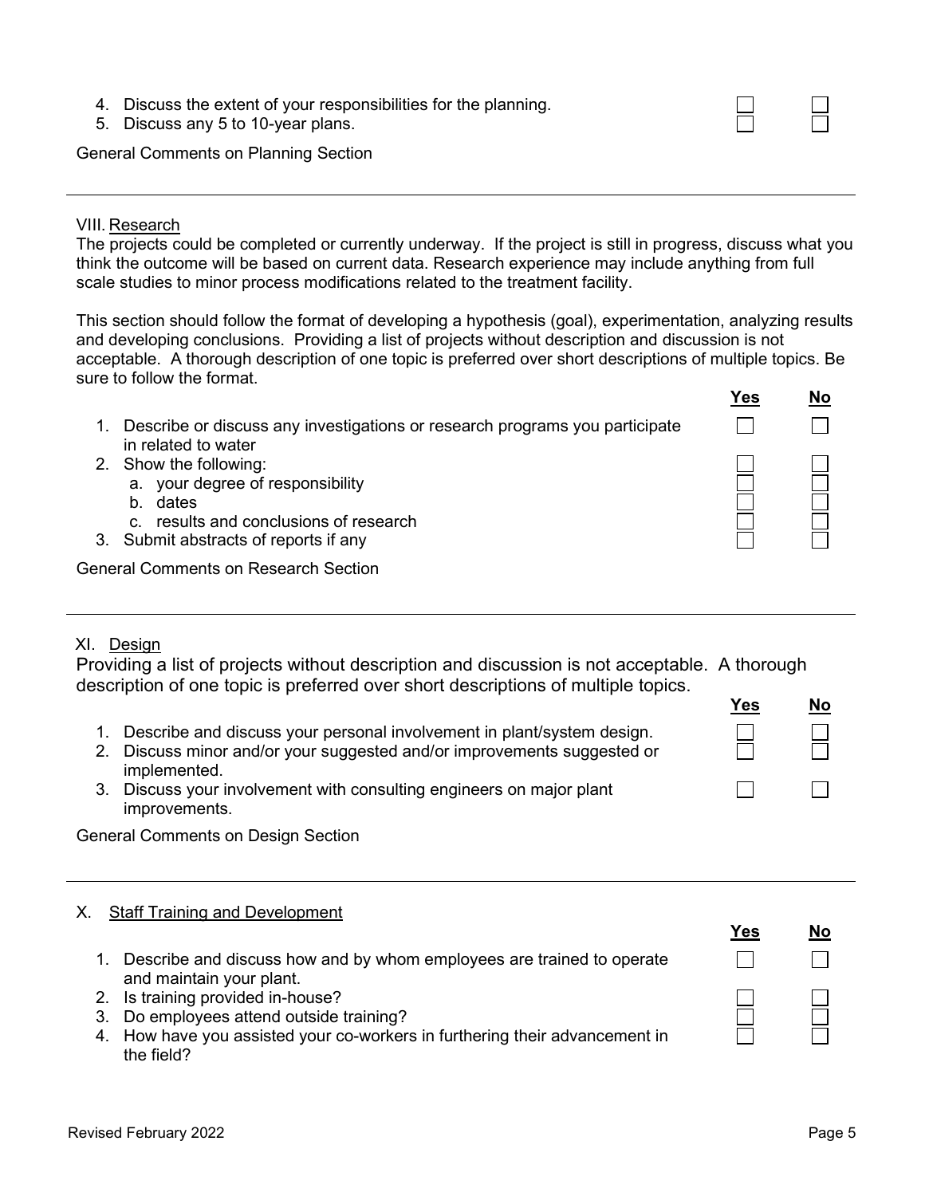4. Discuss the extent of your responsibilities for the planning. ☐ ☐
5. Discuss any 5 to 10-year plans. ☐ ☐

General Comments on Planning Section

---

## VIII. Research

The projects could be completed or currently underway. If the project is still in progress, discuss what you think the outcome will be based on current data. Research experience may include anything from full scale studies to minor process modifications related to the treatment facility.

This section should follow the format of developing a hypothesis (goal), experimentation, analyzing results and developing conclusions. Providing a list of projects without description and discussion is not acceptable. A thorough description of one topic is preferred over short descriptions of multiple topics. Be sure to follow the format.

| | Yes | No |
|---|---|---|
| 1. Describe or discuss any investigations or research programs you participate in related to water | ☐ | ☐ |
| 2. Show the following: | ☐ | ☐ |
| a. your degree of responsibility | ☐ | ☐ |
| b. dates | ☐ | ☐ |
| c. results and conclusions of research | ☐ | ☐ |
| 3. Submit abstracts of reports if any | ☐ | ☐ |

General Comments on Research Section

---

## XI. Design

Providing a list of projects without description and discussion is not acceptable. A thorough description of one topic is preferred over short descriptions of multiple topics.

| | Yes | No |
|---|---|---|
| 1. Describe and discuss your personal involvement in plant/system design. | ☐ | ☐ |
| 2. Discuss minor and/or your suggested and/or improvements suggested or implemented. | ☐ | ☐ |
| 3. Discuss your involvement with consulting engineers on major plant improvements. | ☐ | ☐ |

General Comments on Design Section

---

## X. Staff Training and Development

| | Yes | No |
|---|---|---|
| 1. Describe and discuss how and by whom employees are trained to operate and maintain your plant. | ☐ | ☐ |
| 2. Is training provided in-house? | ☐ | ☐ |
| 3. Do employees attend outside training? | ☐ | ☐ |
| 4. How have you assisted your co-workers in furthering their advancement in the field? | ☐ | ☐ |

Revised February 2022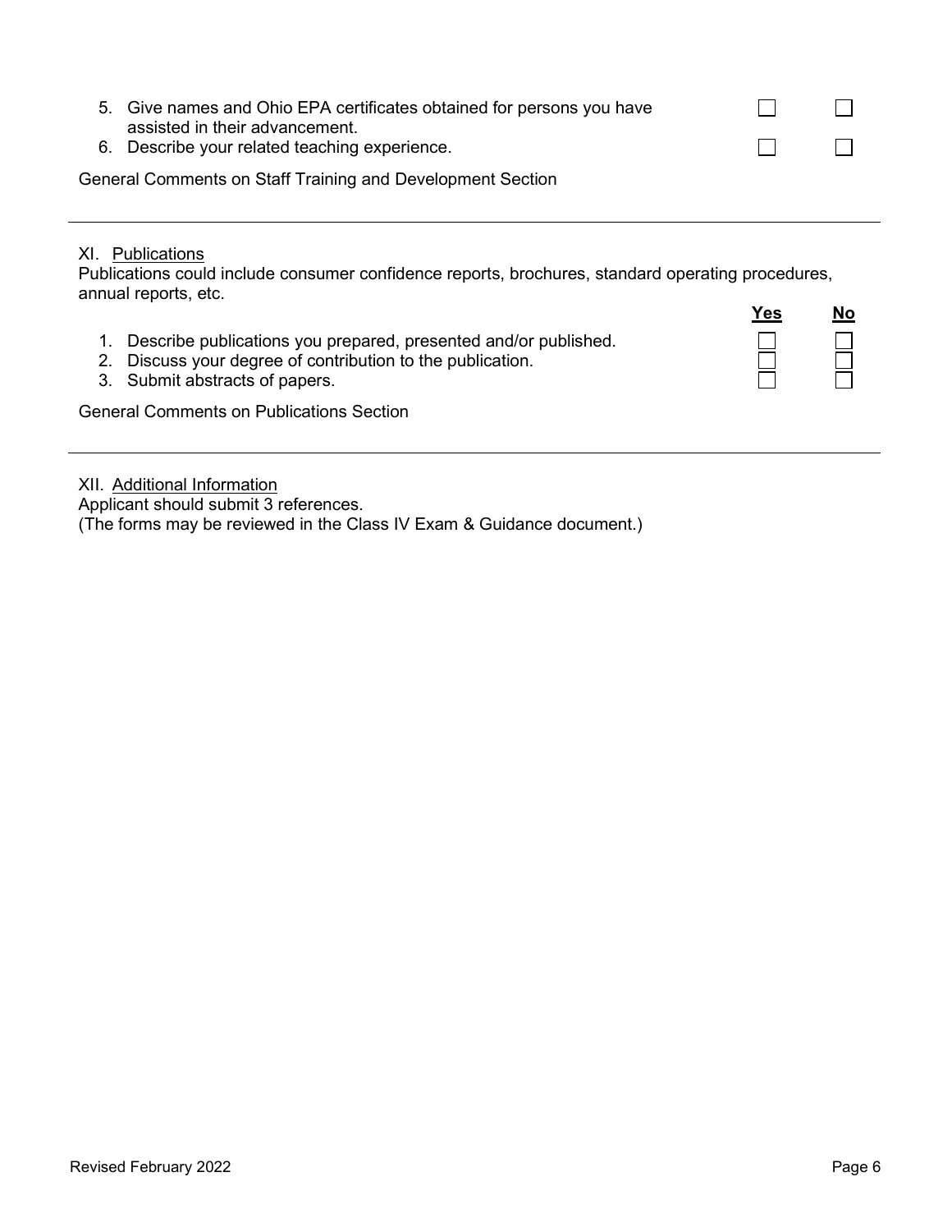| | Yes | No |
|---|---|---|
| 5. Give names and Ohio EPA certificates obtained for persons you have assisted in their advancement. | ☐ | ☐ |
| 6. Describe your related teaching experience. | ☐ | ☐ |

General Comments on Staff Training and Development Section

---

XI. Publications

Publications could include consumer confidence reports, brochures, standard operating procedures, annual reports, etc.

| | Yes | No |
|---|---|---|
| 1. Describe publications you prepared, presented and/or published. | ☐ | ☐ |
| 2. Discuss your degree of contribution to the publication. | ☐ | ☐ |
| 3. Submit abstracts of papers. | ☐ | ☐ |

General Comments on Publications Section

---

XII. Additional Information

Applicant should submit 3 references.

(The forms may be reviewed in the Class IV Exam & Guidance document.)